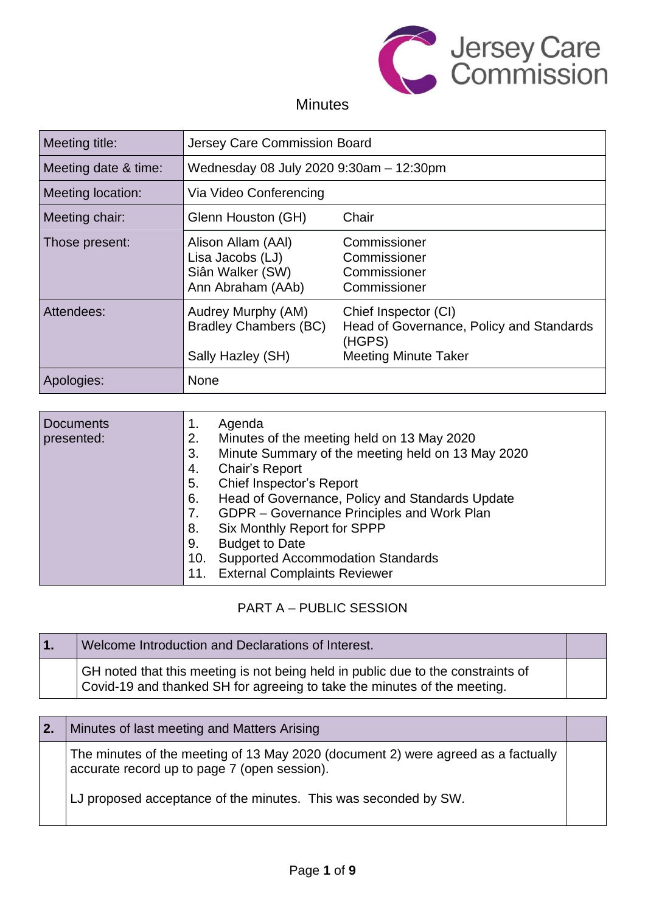Jersey Care Commission

# Minutes

| Meeting title: | Jersey Care Commission Board | |
|---|---|---|
| Meeting date & time: | Wednesday 08 July 2020 9:30am – 12:30pm | |
| Meeting location: | Via Video Conferencing | |
| Meeting chair: | Glenn Houston (GH) | Chair |
| Those present: | Alison Allam (AAl)<br>Lisa Jacobs (LJ)<br>Siân Walker (SW)<br>Ann Abraham (AAb) | Commissioner<br>Commissioner<br>Commissioner<br>Commissioner |
| Attendees: | Audrey Murphy (AM)<br>Bradley Chambers (BC)<br><br>Sally Hazley (SH) | Chief Inspector (CI)<br>Head of Governance, Policy and Standards (HGPS)<br>Meeting Minute Taker |
| Apologies: | None | |

| Documents presented: | |
|---|---|
| | 1. Agenda<br>2. Minutes of the meeting held on 13 May 2020<br>3. Minute Summary of the meeting held on 13 May 2020<br>4. Chair's Report<br>5. Chief Inspector's Report<br>6. Head of Governance, Policy and Standards Update<br>7. GDPR – Governance Principles and Work Plan<br>8. Six Monthly Report for SPPP<br>9. Budget to Date<br>10. Supported Accommodation Standards<br>11. External Complaints Reviewer |

## PART A – PUBLIC SESSION

| 1. | Welcome Introduction and Declarations of Interest. | |
|---|---|---|
| | GH noted that this meeting is not being held in public due to the constraints of Covid-19 and thanked SH for agreeing to take the minutes of the meeting. | |

| 2. | Minutes of last meeting and Matters Arising | |
|---|---|---|
| | The minutes of the meeting of 13 May 2020 (document 2) were agreed as a factually accurate record up to page 7 (open session).<br><br>LJ proposed acceptance of the minutes. This was seconded by SW. | |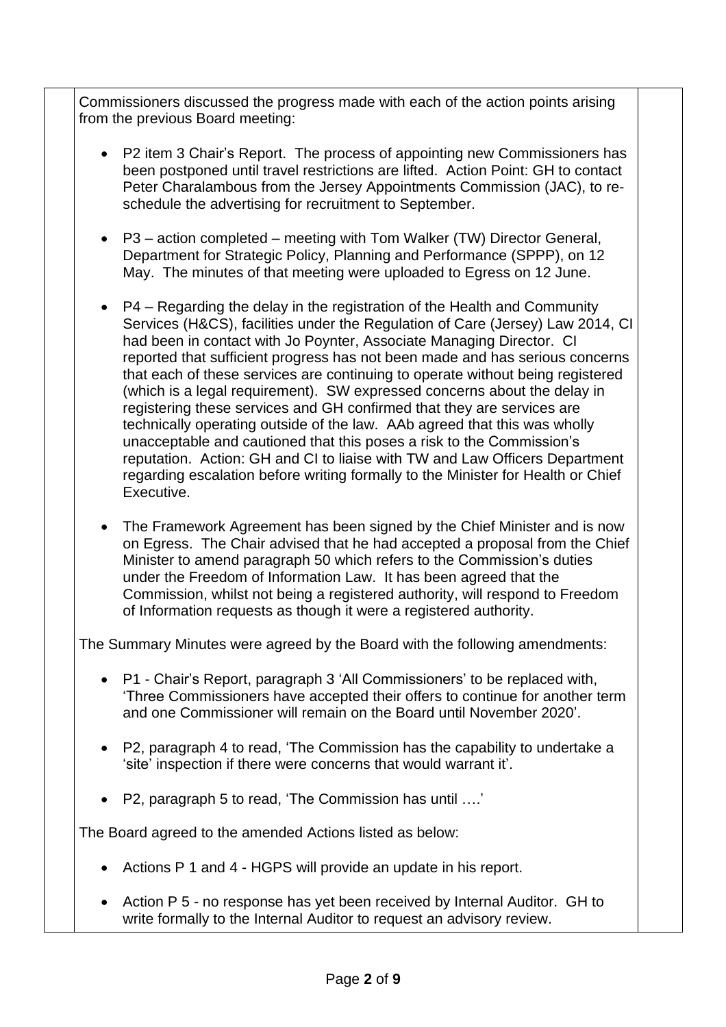Commissioners discussed the progress made with each of the action points arising from the previous Board meeting:

- P2 item 3 Chair's Report. The process of appointing new Commissioners has been postponed until travel restrictions are lifted. Action Point: GH to contact Peter Charalambous from the Jersey Appointments Commission (JAC), to re-schedule the advertising for recruitment to September.

- P3 – action completed – meeting with Tom Walker (TW) Director General, Department for Strategic Policy, Planning and Performance (SPPP), on 12 May. The minutes of that meeting were uploaded to Egress on 12 June.

- P4 – Regarding the delay in the registration of the Health and Community Services (H&CS), facilities under the Regulation of Care (Jersey) Law 2014, CI had been in contact with Jo Poynter, Associate Managing Director. CI reported that sufficient progress has not been made and has serious concerns that each of these services are continuing to operate without being registered (which is a legal requirement). SW expressed concerns about the delay in registering these services and GH confirmed that they are services are technically operating outside of the law. AAb agreed that this was wholly unacceptable and cautioned that this poses a risk to the Commission's reputation. Action: GH and CI to liaise with TW and Law Officers Department regarding escalation before writing formally to the Minister for Health or Chief Executive.

- The Framework Agreement has been signed by the Chief Minister and is now on Egress. The Chair advised that he had accepted a proposal from the Chief Minister to amend paragraph 50 which refers to the Commission's duties under the Freedom of Information Law. It has been agreed that the Commission, whilst not being a registered authority, will respond to Freedom of Information requests as though it were a registered authority.

The Summary Minutes were agreed by the Board with the following amendments:

- P1 - Chair's Report, paragraph 3 'All Commissioners' to be replaced with, 'Three Commissioners have accepted their offers to continue for another term and one Commissioner will remain on the Board until November 2020'.

- P2, paragraph 4 to read, 'The Commission has the capability to undertake a 'site' inspection if there were concerns that would warrant it'.

- P2, paragraph 5 to read, 'The Commission has until ….'

The Board agreed to the amended Actions listed as below:

- Actions P 1 and 4 - HGPS will provide an update in his report.

- Action P 5 - no response has yet been received by Internal Auditor. GH to write formally to the Internal Auditor to request an advisory review.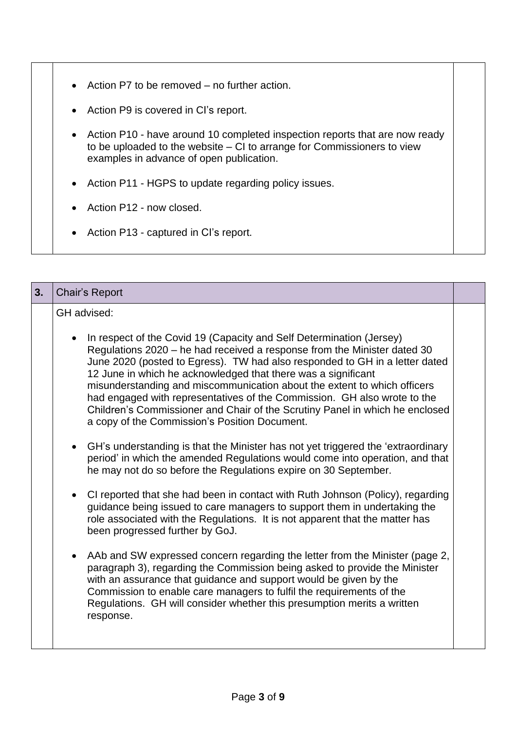- Action P7 to be removed – no further action.
- Action P9 is covered in CI's report.
- Action P10 - have around 10 completed inspection reports that are now ready to be uploaded to the website – CI to arrange for Commissioners to view examples in advance of open publication.
- Action P11 - HGPS to update regarding policy issues.
- Action P12 - now closed.
- Action P13 - captured in CI's report.

## 3. Chair's Report

GH advised:

- In respect of the Covid 19 (Capacity and Self Determination (Jersey) Regulations 2020 – he had received a response from the Minister dated 30 June 2020 (posted to Egress). TW had also responded to GH in a letter dated 12 June in which he acknowledged that there was a significant misunderstanding and miscommunication about the extent to which officers had engaged with representatives of the Commission. GH also wrote to the Children's Commissioner and Chair of the Scrutiny Panel in which he enclosed a copy of the Commission's Position Document.
- GH's understanding is that the Minister has not yet triggered the 'extraordinary period' in which the amended Regulations would come into operation, and that he may not do so before the Regulations expire on 30 September.
- CI reported that she had been in contact with Ruth Johnson (Policy), regarding guidance being issued to care managers to support them in undertaking the role associated with the Regulations. It is not apparent that the matter has been progressed further by GoJ.
- AAb and SW expressed concern regarding the letter from the Minister (page 2, paragraph 3), regarding the Commission being asked to provide the Minister with an assurance that guidance and support would be given by the Commission to enable care managers to fulfil the requirements of the Regulations. GH will consider whether this presumption merits a written response.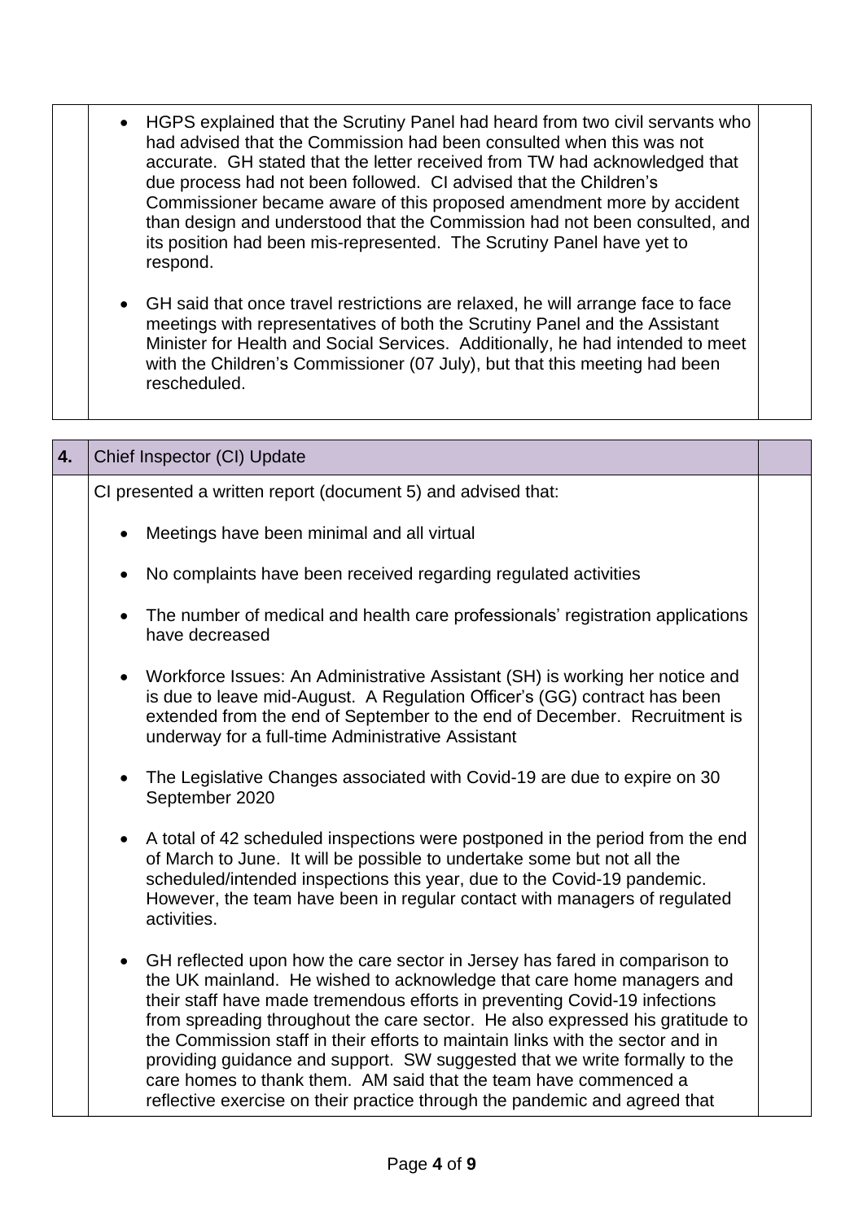- HGPS explained that the Scrutiny Panel had heard from two civil servants who had advised that the Commission had been consulted when this was not accurate. GH stated that the letter received from TW had acknowledged that due process had not been followed. CI advised that the Children's Commissioner became aware of this proposed amendment more by accident than design and understood that the Commission had not been consulted, and its position had been mis-represented. The Scrutiny Panel have yet to respond.

- GH said that once travel restrictions are relaxed, he will arrange face to face meetings with representatives of both the Scrutiny Panel and the Assistant Minister for Health and Social Services. Additionally, he had intended to meet with the Children's Commissioner (07 July), but that this meeting had been rescheduled.

| 4. | Chief Inspector (CI) Update | |
|---|---|---|

CI presented a written report (document 5) and advised that:

- Meetings have been minimal and all virtual

- No complaints have been received regarding regulated activities

- The number of medical and health care professionals' registration applications have decreased

- Workforce Issues: An Administrative Assistant (SH) is working her notice and is due to leave mid-August. A Regulation Officer's (GG) contract has been extended from the end of September to the end of December. Recruitment is underway for a full-time Administrative Assistant

- The Legislative Changes associated with Covid-19 are due to expire on 30 September 2020

- A total of 42 scheduled inspections were postponed in the period from the end of March to June. It will be possible to undertake some but not all the scheduled/intended inspections this year, due to the Covid-19 pandemic. However, the team have been in regular contact with managers of regulated activities.

- GH reflected upon how the care sector in Jersey has fared in comparison to the UK mainland. He wished to acknowledge that care home managers and their staff have made tremendous efforts in preventing Covid-19 infections from spreading throughout the care sector. He also expressed his gratitude to the Commission staff in their efforts to maintain links with the sector and in providing guidance and support. SW suggested that we write formally to the care homes to thank them. AM said that the team have commenced a reflective exercise on their practice through the pandemic and agreed that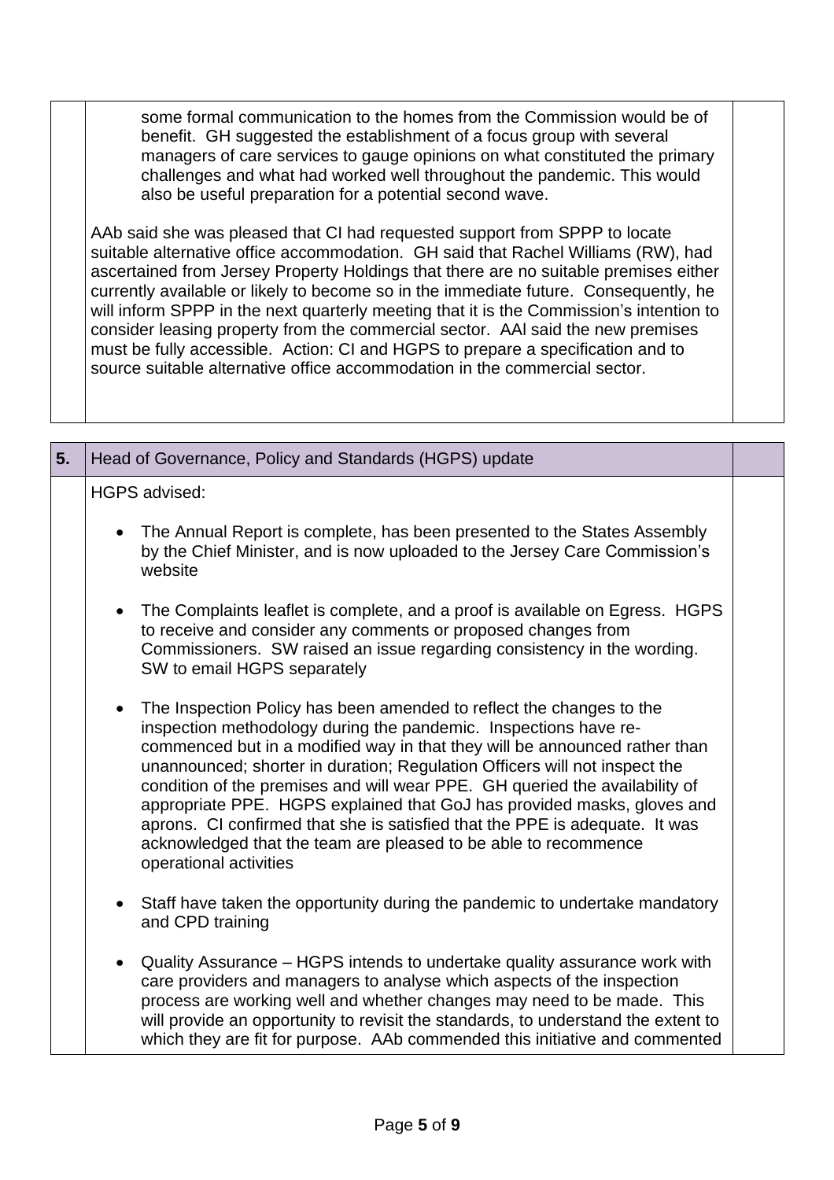some formal communication to the homes from the Commission would be of benefit. GH suggested the establishment of a focus group with several managers of care services to gauge opinions on what constituted the primary challenges and what had worked well throughout the pandemic. This would also be useful preparation for a potential second wave.

AAb said she was pleased that CI had requested support from SPPP to locate suitable alternative office accommodation. GH said that Rachel Williams (RW), had ascertained from Jersey Property Holdings that there are no suitable premises either currently available or likely to become so in the immediate future. Consequently, he will inform SPPP in the next quarterly meeting that it is the Commission's intention to consider leasing property from the commercial sector. AAl said the new premises must be fully accessible. Action: CI and HGPS to prepare a specification and to source suitable alternative office accommodation in the commercial sector.

## 5. Head of Governance, Policy and Standards (HGPS) update

HGPS advised:

- The Annual Report is complete, has been presented to the States Assembly by the Chief Minister, and is now uploaded to the Jersey Care Commission's website

- The Complaints leaflet is complete, and a proof is available on Egress. HGPS to receive and consider any comments or proposed changes from Commissioners. SW raised an issue regarding consistency in the wording. SW to email HGPS separately

- The Inspection Policy has been amended to reflect the changes to the inspection methodology during the pandemic. Inspections have re-commenced but in a modified way in that they will be announced rather than unannounced; shorter in duration; Regulation Officers will not inspect the condition of the premises and will wear PPE. GH queried the availability of appropriate PPE. HGPS explained that GoJ has provided masks, gloves and aprons. CI confirmed that she is satisfied that the PPE is adequate. It was acknowledged that the team are pleased to be able to recommence operational activities

- Staff have taken the opportunity during the pandemic to undertake mandatory and CPD training

- Quality Assurance – HGPS intends to undertake quality assurance work with care providers and managers to analyse which aspects of the inspection process are working well and whether changes may need to be made. This will provide an opportunity to revisit the standards, to understand the extent to which they are fit for purpose. AAb commended this initiative and commented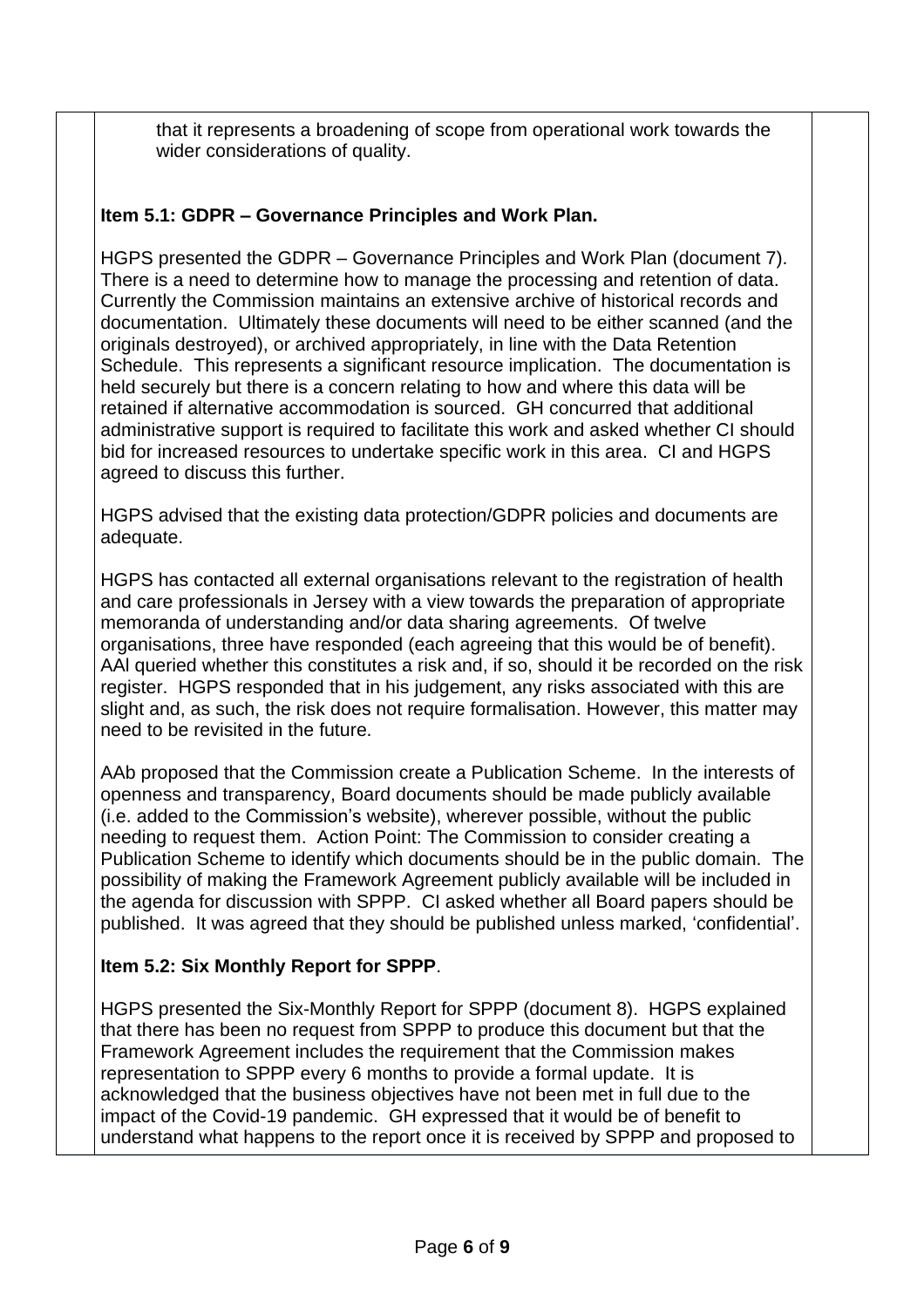that it represents a broadening of scope from operational work towards the wider considerations of quality.

**Item 5.1: GDPR – Governance Principles and Work Plan.**

HGPS presented the GDPR – Governance Principles and Work Plan (document 7). There is a need to determine how to manage the processing and retention of data. Currently the Commission maintains an extensive archive of historical records and documentation. Ultimately these documents will need to be either scanned (and the originals destroyed), or archived appropriately, in line with the Data Retention Schedule. This represents a significant resource implication. The documentation is held securely but there is a concern relating to how and where this data will be retained if alternative accommodation is sourced. GH concurred that additional administrative support is required to facilitate this work and asked whether CI should bid for increased resources to undertake specific work in this area. CI and HGPS agreed to discuss this further.

HGPS advised that the existing data protection/GDPR policies and documents are adequate.

HGPS has contacted all external organisations relevant to the registration of health and care professionals in Jersey with a view towards the preparation of appropriate memoranda of understanding and/or data sharing agreements. Of twelve organisations, three have responded (each agreeing that this would be of benefit). AAl queried whether this constitutes a risk and, if so, should it be recorded on the risk register. HGPS responded that in his judgement, any risks associated with this are slight and, as such, the risk does not require formalisation. However, this matter may need to be revisited in the future.

AAb proposed that the Commission create a Publication Scheme. In the interests of openness and transparency, Board documents should be made publicly available (i.e. added to the Commission's website), wherever possible, without the public needing to request them. Action Point: The Commission to consider creating a Publication Scheme to identify which documents should be in the public domain. The possibility of making the Framework Agreement publicly available will be included in the agenda for discussion with SPPP. CI asked whether all Board papers should be published. It was agreed that they should be published unless marked, 'confidential'.

**Item 5.2: Six Monthly Report for SPPP**.

HGPS presented the Six-Monthly Report for SPPP (document 8). HGPS explained that there has been no request from SPPP to produce this document but that the Framework Agreement includes the requirement that the Commission makes representation to SPPP every 6 months to provide a formal update. It is acknowledged that the business objectives have not been met in full due to the impact of the Covid-19 pandemic. GH expressed that it would be of benefit to understand what happens to the report once it is received by SPPP and proposed to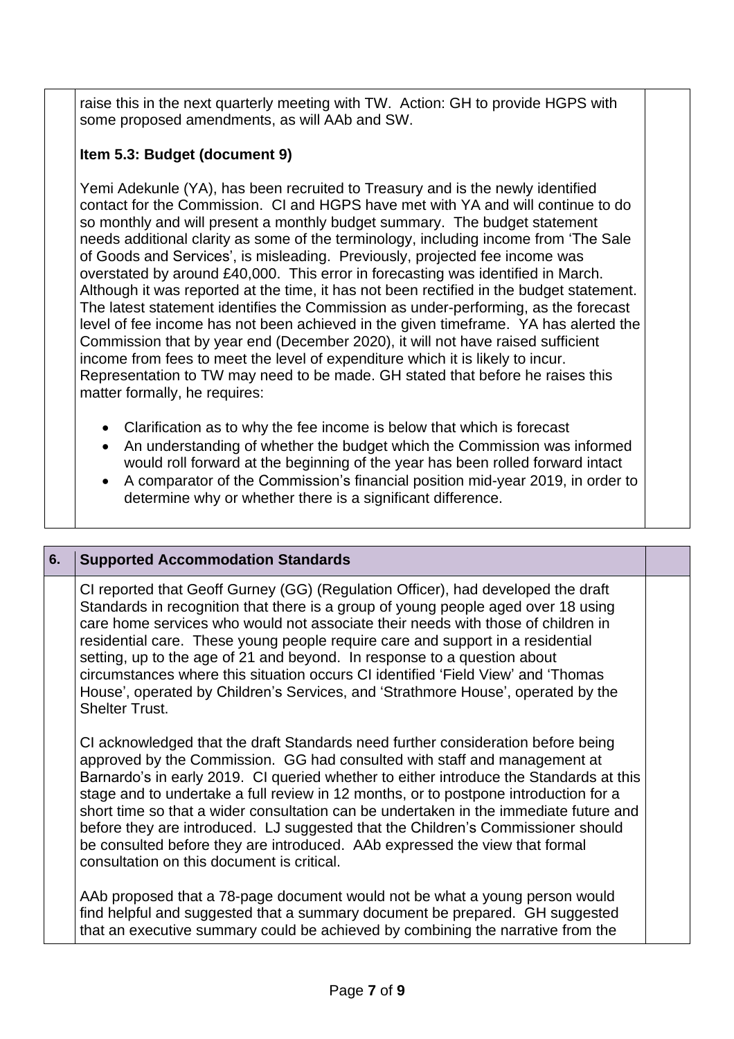raise this in the next quarterly meeting with TW. Action: GH to provide HGPS with some proposed amendments, as will AAb and SW.

**Item 5.3: Budget (document 9)**

Yemi Adekunle (YA), has been recruited to Treasury and is the newly identified contact for the Commission. CI and HGPS have met with YA and will continue to do so monthly and will present a monthly budget summary. The budget statement needs additional clarity as some of the terminology, including income from 'The Sale of Goods and Services', is misleading. Previously, projected fee income was overstated by around £40,000. This error in forecasting was identified in March. Although it was reported at the time, it has not been rectified in the budget statement. The latest statement identifies the Commission as under-performing, as the forecast level of fee income has not been achieved in the given timeframe. YA has alerted the Commission that by year end (December 2020), it will not have raised sufficient income from fees to meet the level of expenditure which it is likely to incur. Representation to TW may need to be made. GH stated that before he raises this matter formally, he requires:

- Clarification as to why the fee income is below that which is forecast
- An understanding of whether the budget which the Commission was informed would roll forward at the beginning of the year has been rolled forward intact
- A comparator of the Commission's financial position mid-year 2019, in order to determine why or whether there is a significant difference.

## 6. Supported Accommodation Standards

CI reported that Geoff Gurney (GG) (Regulation Officer), had developed the draft Standards in recognition that there is a group of young people aged over 18 using care home services who would not associate their needs with those of children in residential care. These young people require care and support in a residential setting, up to the age of 21 and beyond. In response to a question about circumstances where this situation occurs CI identified 'Field View' and 'Thomas House', operated by Children's Services, and 'Strathmore House', operated by the Shelter Trust.

CI acknowledged that the draft Standards need further consideration before being approved by the Commission. GG had consulted with staff and management at Barnardo's in early 2019. CI queried whether to either introduce the Standards at this stage and to undertake a full review in 12 months, or to postpone introduction for a short time so that a wider consultation can be undertaken in the immediate future and before they are introduced. LJ suggested that the Children's Commissioner should be consulted before they are introduced. AAb expressed the view that formal consultation on this document is critical.

AAb proposed that a 78-page document would not be what a young person would find helpful and suggested that a summary document be prepared. GH suggested that an executive summary could be achieved by combining the narrative from the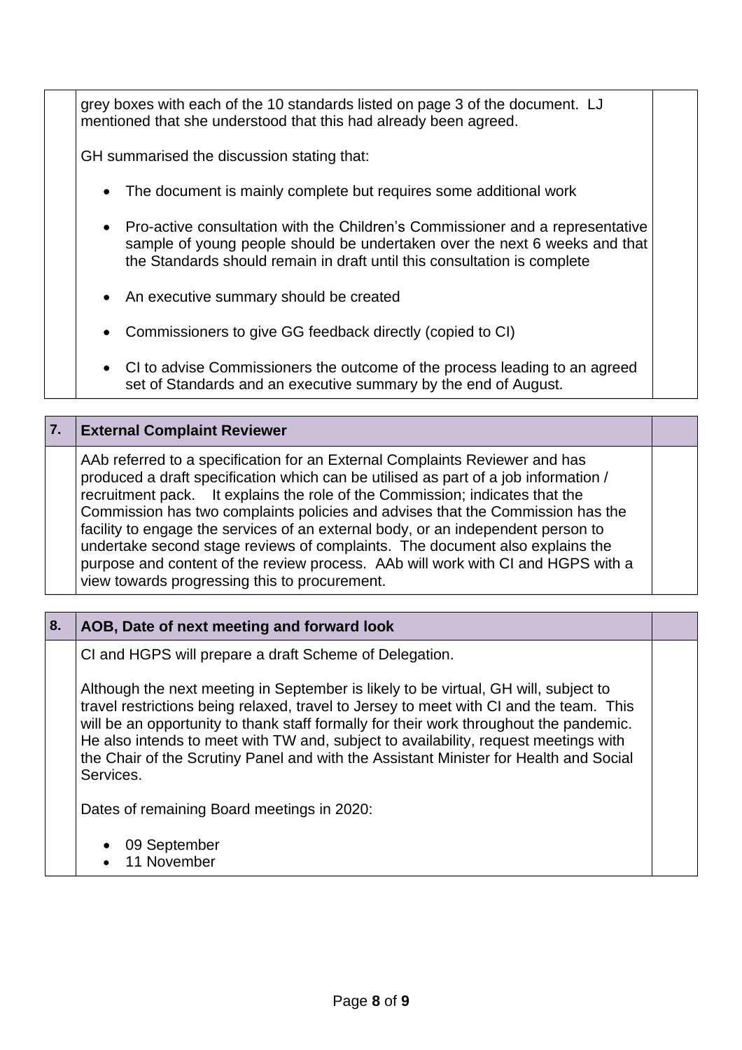grey boxes with each of the 10 standards listed on page 3 of the document. LJ mentioned that she understood that this had already been agreed.

GH summarised the discussion stating that:

- The document is mainly complete but requires some additional work
- Pro-active consultation with the Children's Commissioner and a representative sample of young people should be undertaken over the next 6 weeks and that the Standards should remain in draft until this consultation is complete
- An executive summary should be created
- Commissioners to give GG feedback directly (copied to CI)
- CI to advise Commissioners the outcome of the process leading to an agreed set of Standards and an executive summary by the end of August.

## 7. External Complaint Reviewer

AAb referred to a specification for an External Complaints Reviewer and has produced a draft specification which can be utilised as part of a job information / recruitment pack. It explains the role of the Commission; indicates that the Commission has two complaints policies and advises that the Commission has the facility to engage the services of an external body, or an independent person to undertake second stage reviews of complaints. The document also explains the purpose and content of the review process. AAb will work with CI and HGPS with a view towards progressing this to procurement.

## 8. AOB, Date of next meeting and forward look

CI and HGPS will prepare a draft Scheme of Delegation.

Although the next meeting in September is likely to be virtual, GH will, subject to travel restrictions being relaxed, travel to Jersey to meet with CI and the team. This will be an opportunity to thank staff formally for their work throughout the pandemic. He also intends to meet with TW and, subject to availability, request meetings with the Chair of the Scrutiny Panel and with the Assistant Minister for Health and Social Services.

Dates of remaining Board meetings in 2020:

- 09 September
- 11 November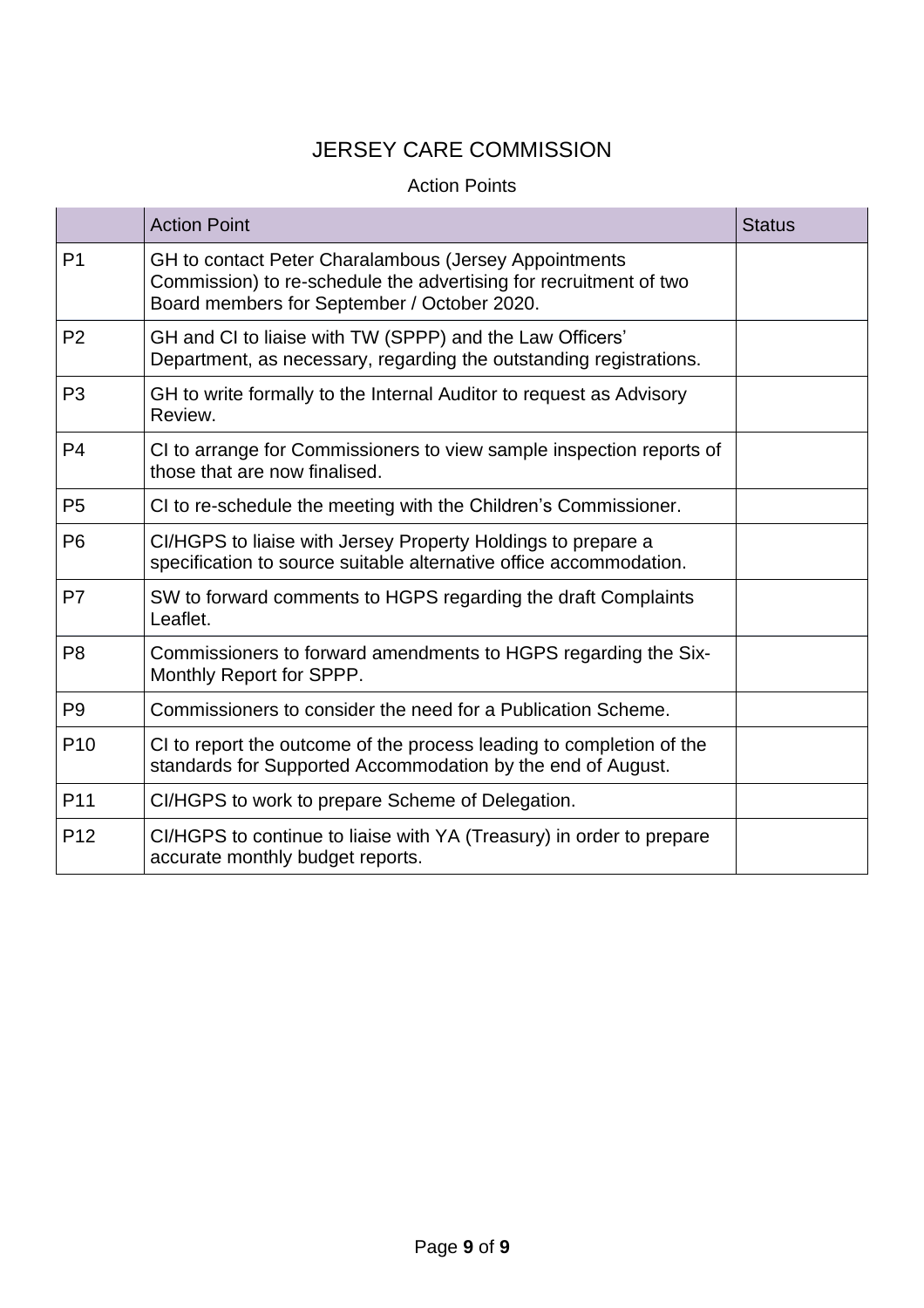# JERSEY CARE COMMISSION

Action Points

| | Action Point | Status |
|---|---|---|
| P1 | GH to contact Peter Charalambous (Jersey Appointments Commission) to re-schedule the advertising for recruitment of two Board members for September / October 2020. | |
| P2 | GH and CI to liaise with TW (SPPP) and the Law Officers' Department, as necessary, regarding the outstanding registrations. | |
| P3 | GH to write formally to the Internal Auditor to request as Advisory Review. | |
| P4 | CI to arrange for Commissioners to view sample inspection reports of those that are now finalised. | |
| P5 | CI to re-schedule the meeting with the Children's Commissioner. | |
| P6 | CI/HGPS to liaise with Jersey Property Holdings to prepare a specification to source suitable alternative office accommodation. | |
| P7 | SW to forward comments to HGPS regarding the draft Complaints Leaflet. | |
| P8 | Commissioners to forward amendments to HGPS regarding the Six-Monthly Report for SPPP. | |
| P9 | Commissioners to consider the need for a Publication Scheme. | |
| P10 | CI to report the outcome of the process leading to completion of the standards for Supported Accommodation by the end of August. | |
| P11 | CI/HGPS to work to prepare Scheme of Delegation. | |
| P12 | CI/HGPS to continue to liaise with YA (Treasury) in order to prepare accurate monthly budget reports. | |